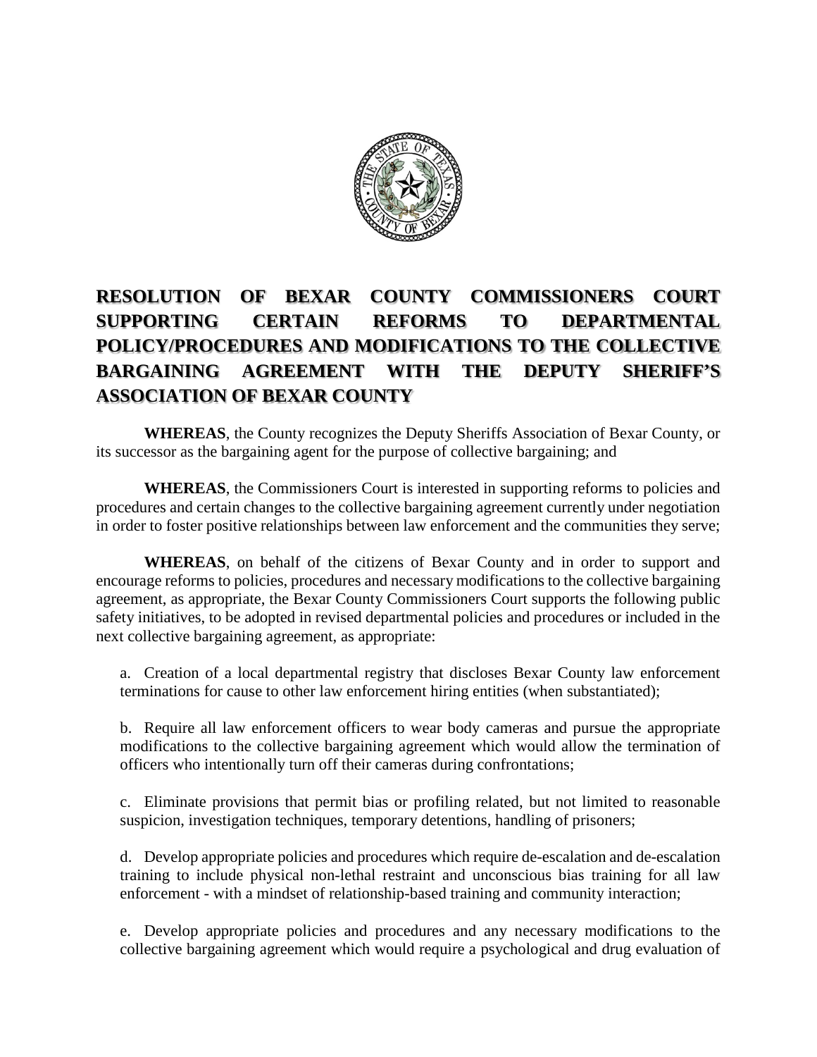# RESOLUTION OF BEXAR COUNTY COMMISSIONERS COURT SUPPORTING CERTAIN REFORMS TO DEPARTMENTAL POLICY/PROCEDURES AND MODIFICATIONS TO THE COLLECTIVE BARGAINING AGREEMENT WITH THE DEPUTY SHERIFF'S ASSOCIATION OF BEXAR COUNTY

**WHEREAS**, the County recognizes the Deputy Sheriffs Association of Bexar County, or its successor as the bargaining agent for the purpose of collective bargaining; and

**WHEREAS**, the Commissioners Court is interested in supporting reforms to policies and procedures and certain changes to the collective bargaining agreement currently under negotiation in order to foster positive relationships between law enforcement and the communities they serve;

**WHEREAS**, on behalf of the citizens of Bexar County and in order to support and encourage reforms to policies, procedures and necessary modifications to the collective bargaining agreement, as appropriate, the Bexar County Commissioners Court supports the following public safety initiatives, to be adopted in revised departmental policies and procedures or included in the next collective bargaining agreement, as appropriate:

a. Creation of a local departmental registry that discloses Bexar County law enforcement terminations for cause to other law enforcement hiring entities (when substantiated);

b. Require all law enforcement officers to wear body cameras and pursue the appropriate modifications to the collective bargaining agreement which would allow the termination of officers who intentionally turn off their cameras during confrontations;

c. Eliminate provisions that permit bias or profiling related, but not limited to reasonable suspicion, investigation techniques, temporary detentions, handling of prisoners;

d. Develop appropriate policies and procedures which require de-escalation and de-escalation training to include physical non-lethal restraint and unconscious bias training for all law enforcement - with a mindset of relationship-based training and community interaction;

e. Develop appropriate policies and procedures and any necessary modifications to the collective bargaining agreement which would require a psychological and drug evaluation of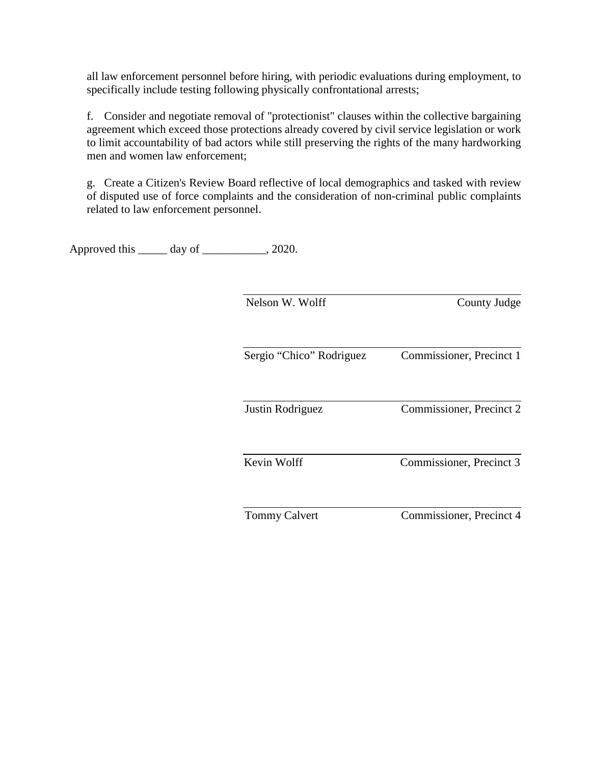all law enforcement personnel before hiring, with periodic evaluations during employment, to specifically include testing following physically confrontational arrests;

f. Consider and negotiate removal of "protectionist" clauses within the collective bargaining agreement which exceed those protections already covered by civil service legislation or work to limit accountability of bad actors while still preserving the rights of the many hardworking men and women law enforcement;

g. Create a Citizen's Review Board reflective of local demographics and tasked with review of disputed use of force complaints and the consideration of non-criminal public complaints related to law enforcement personnel.

Approved this _____ day of ___________, 2020.

| | |
|---|---|
| Nelson W. Wolff | County Judge |
| Sergio "Chico" Rodriguez | Commissioner, Precinct 1 |
| Justin Rodriguez | Commissioner, Precinct 2 |
| Kevin Wolff | Commissioner, Precinct 3 |
| Tommy Calvert | Commissioner, Precinct 4 |